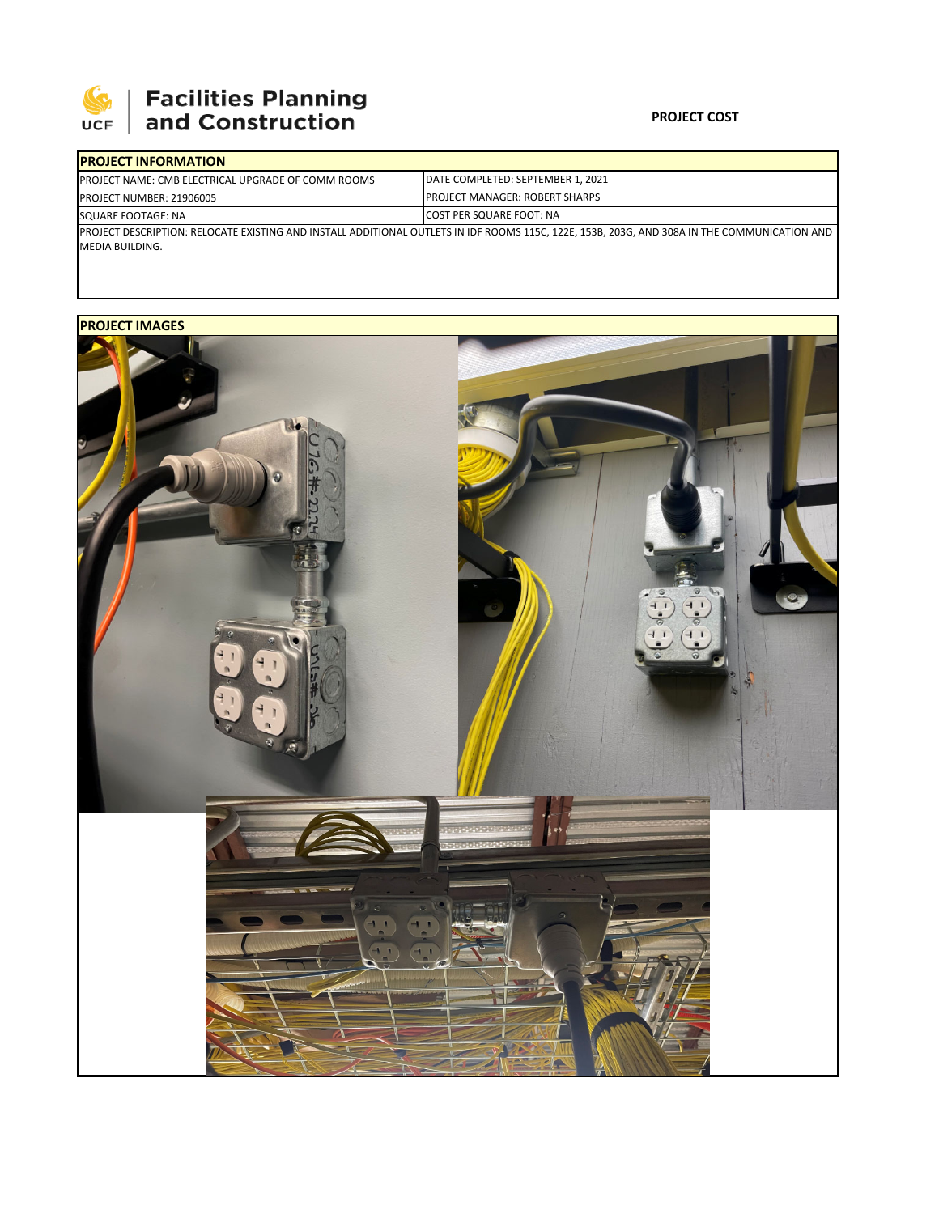Facilities Planning and Construction

**PROJECT COST**

| PROJECT INFORMATION | |
|---|---|
| PROJECT NAME: CMB ELECTRICAL UPGRADE OF COMM ROOMS | DATE COMPLETED: SEPTEMBER 1, 2021 |
| PROJECT NUMBER: 21906005 | PROJECT MANAGER: ROBERT SHARPS |
| SQUARE FOOTAGE: NA | COST PER SQUARE FOOT: NA |
| PROJECT DESCRIPTION: RELOCATE EXISTING AND INSTALL ADDITIONAL OUTLETS IN IDF ROOMS 115C, 122E, 153B, 203G, AND 308A IN THE COMMUNICATION AND MEDIA BUILDING. | |

**PROJECT IMAGES**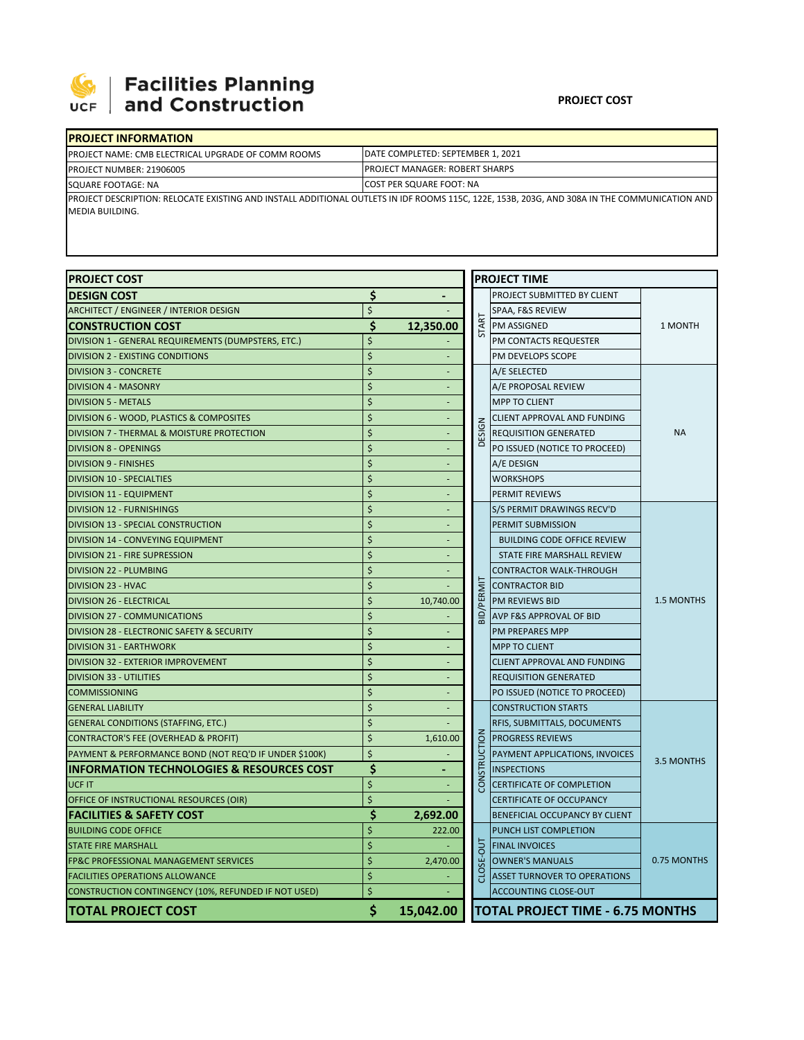**UCF | Facilities Planning and Construction**

**PROJECT COST**

| **PROJECT INFORMATION** | |
|---|---|
| PROJECT NAME: CMB ELECTRICAL UPGRADE OF COMM ROOMS | DATE COMPLETED: SEPTEMBER 1, 2021 |
| PROJECT NUMBER: 21906005 | PROJECT MANAGER: ROBERT SHARPS |
| SQUARE FOOTAGE: NA | COST PER SQUARE FOOT: NA |

PROJECT DESCRIPTION: RELOCATE EXISTING AND INSTALL ADDITIONAL OUTLETS IN IDF ROOMS 115C, 122E, 153B, 203G, AND 308A IN THE COMMUNICATION AND MEDIA BUILDING.

| **PROJECT COST** | | |
|---|---|---|
| **DESIGN COST** | **$** | **-** |
| ARCHITECT / ENGINEER / INTERIOR DESIGN | $ | - |
| **CONSTRUCTION COST** | **$** | **12,350.00** |
| DIVISION 1 - GENERAL REQUIREMENTS (DUMPSTERS, ETC.) | $ | - |
| DIVISION 2 - EXISTING CONDITIONS | $ | - |
| DIVISION 3 - CONCRETE | $ | - |
| DIVISION 4 - MASONRY | $ | - |
| DIVISION 5 - METALS | $ | - |
| DIVISION 6 - WOOD, PLASTICS & COMPOSITES | $ | - |
| DIVISION 7 - THERMAL & MOISTURE PROTECTION | $ | - |
| DIVISION 8 - OPENINGS | $ | - |
| DIVISION 9 - FINISHES | $ | - |
| DIVISION 10 - SPECIALTIES | $ | - |
| DIVISION 11 - EQUIPMENT | $ | - |
| DIVISION 12 - FURNISHINGS | $ | - |
| DIVISION 13 - SPECIAL CONSTRUCTION | $ | - |
| DIVISION 14 - CONVEYING EQUIPMENT | $ | - |
| DIVISION 21 - FIRE SUPRESSION | $ | - |
| DIVISION 22 - PLUMBING | $ | - |
| DIVISION 23 - HVAC | $ | - |
| DIVISION 26 - ELECTRICAL | $ | 10,740.00 |
| DIVISION 27 - COMMUNICATIONS | $ | - |
| DIVISION 28 - ELECTRONIC SAFETY & SECURITY | $ | - |
| DIVISION 31 - EARTHWORK | $ | - |
| DIVISION 32 - EXTERIOR IMPROVEMENT | $ | - |
| DIVISION 33 - UTILITIES | $ | - |
| COMMISSIONING | $ | - |
| GENERAL LIABILITY | $ | - |
| GENERAL CONDITIONS (STAFFING, ETC.) | $ | - |
| CONTRACTOR'S FEE (OVERHEAD & PROFIT) | $ | 1,610.00 |
| PAYMENT & PERFORMANCE BOND (NOT REQ'D IF UNDER $100K) | $ | - |
| **INFORMATION TECHNOLOGIES & RESOURCES COST** | **$** | **-** |
| UCF IT | $ | - |
| OFFICE OF INSTRUCTIONAL RESOURCES (OIR) | $ | - |
| **FACILITIES & SAFETY COST** | **$** | **2,692.00** |
| BUILDING CODE OFFICE | $ | 222.00 |
| STATE FIRE MARSHALL | $ | - |
| FP&C PROFESSIONAL MANAGEMENT SERVICES | $ | 2,470.00 |
| FACILITIES OPERATIONS ALLOWANCE | $ | - |
| CONSTRUCTION CONTINGENCY (10%, REFUNDED IF NOT USED) | $ | - |
| **TOTAL PROJECT COST** | **$** | **15,042.00** |

| **PROJECT TIME** | | |
|---|---|---|
| START | PROJECT SUBMITTED BY CLIENT | 1 MONTH |
| | SPAA, F&S REVIEW | |
| | PM ASSIGNED | |
| | PM CONTACTS REQUESTER | |
| | PM DEVELOPS SCOPE | |
| DESIGN | A/E SELECTED | NA |
| | A/E PROPOSAL REVIEW | |
| | MPP TO CLIENT | |
| | CLIENT APPROVAL AND FUNDING | |
| | REQUISITION GENERATED | |
| | PO ISSUED (NOTICE TO PROCEED) | |
| | A/E DESIGN | |
| | WORKSHOPS | |
| | PERMIT REVIEWS | |
| BID/PERMIT | S/S PERMIT DRAWINGS RECV'D | 1.5 MONTHS |
| | PERMIT SUBMISSION | |
| | BUILDING CODE OFFICE REVIEW | |
| | STATE FIRE MARSHALL REVIEW | |
| | CONTRACTOR WALK-THROUGH | |
| | CONTRACTOR BID | |
| | PM REVIEWS BID | |
| | AVP F&S APPROVAL OF BID | |
| | PM PREPARES MPP | |
| | MPP TO CLIENT | |
| | CLIENT APPROVAL AND FUNDING | |
| | REQUISITION GENERATED | |
| | PO ISSUED (NOTICE TO PROCEED) | |
| CONSTRUCTION | CONSTRUCTION STARTS | 3.5 MONTHS |
| | RFIS, SUBMITTALS, DOCUMENTS | |
| | PROGRESS REVIEWS | |
| | PAYMENT APPLICATIONS, INVOICES | |
| | INSPECTIONS | |
| | CERTIFICATE OF COMPLETION | |
| | CERTIFICATE OF OCCUPANCY | |
| | BENEFICIAL OCCUPANCY BY CLIENT | |
| CLOSE-OUT | PUNCH LIST COMPLETION | 0.75 MONTHS |
| | FINAL INVOICES | |
| | OWNER'S MANUALS | |
| | ASSET TURNOVER TO OPERATIONS | |
| | ACCOUNTING CLOSE-OUT | |
| **TOTAL PROJECT TIME - 6.75 MONTHS** | | |